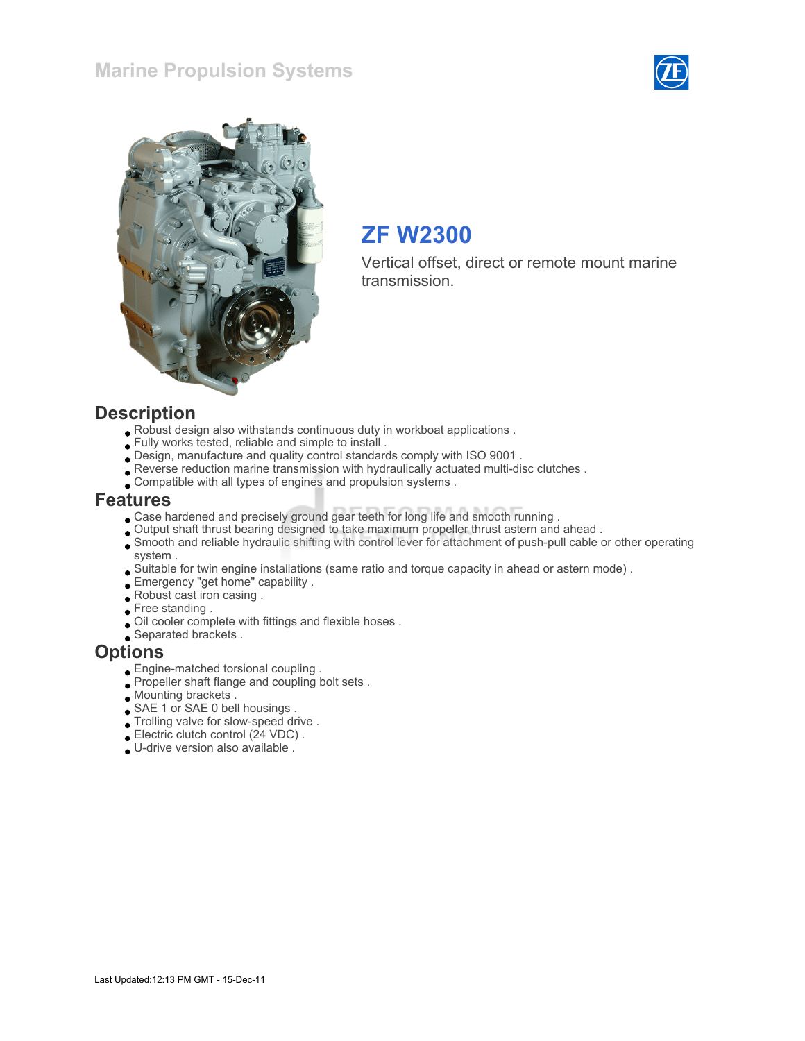Marine Propulsion Systems

# ZF W2300

Vertical offset, direct or remote mount marine transmission.

## Description

- Robust design also withstands continuous duty in workboat applications .
- Fully works tested, reliable and simple to install .
- Design, manufacture and quality control standards comply with ISO 9001 .
- Reverse reduction marine transmission with hydraulically actuated multi-disc clutches .
- Compatible with all types of engines and propulsion systems .

## Features

- Case hardened and precisely ground gear teeth for long life and smooth running .
- Output shaft thrust bearing designed to take maximum propeller thrust astern and ahead .
- Smooth and reliable hydraulic shifting with control lever for attachment of push-pull cable or other operating system .
- Suitable for twin engine installations (same ratio and torque capacity in ahead or astern mode) .
- Emergency "get home" capability .
- Robust cast iron casing .
- Free standing .
- Oil cooler complete with fittings and flexible hoses .
- Separated brackets .

## Options

- Engine-matched torsional coupling .
- Propeller shaft flange and coupling bolt sets .
- Mounting brackets .
- SAE 1 or SAE 0 bell housings .
- Trolling valve for slow-speed drive .
- Electric clutch control (24 VDC) .
- U-drive version also available .

Last Updated:12:13 PM GMT - 15-Dec-11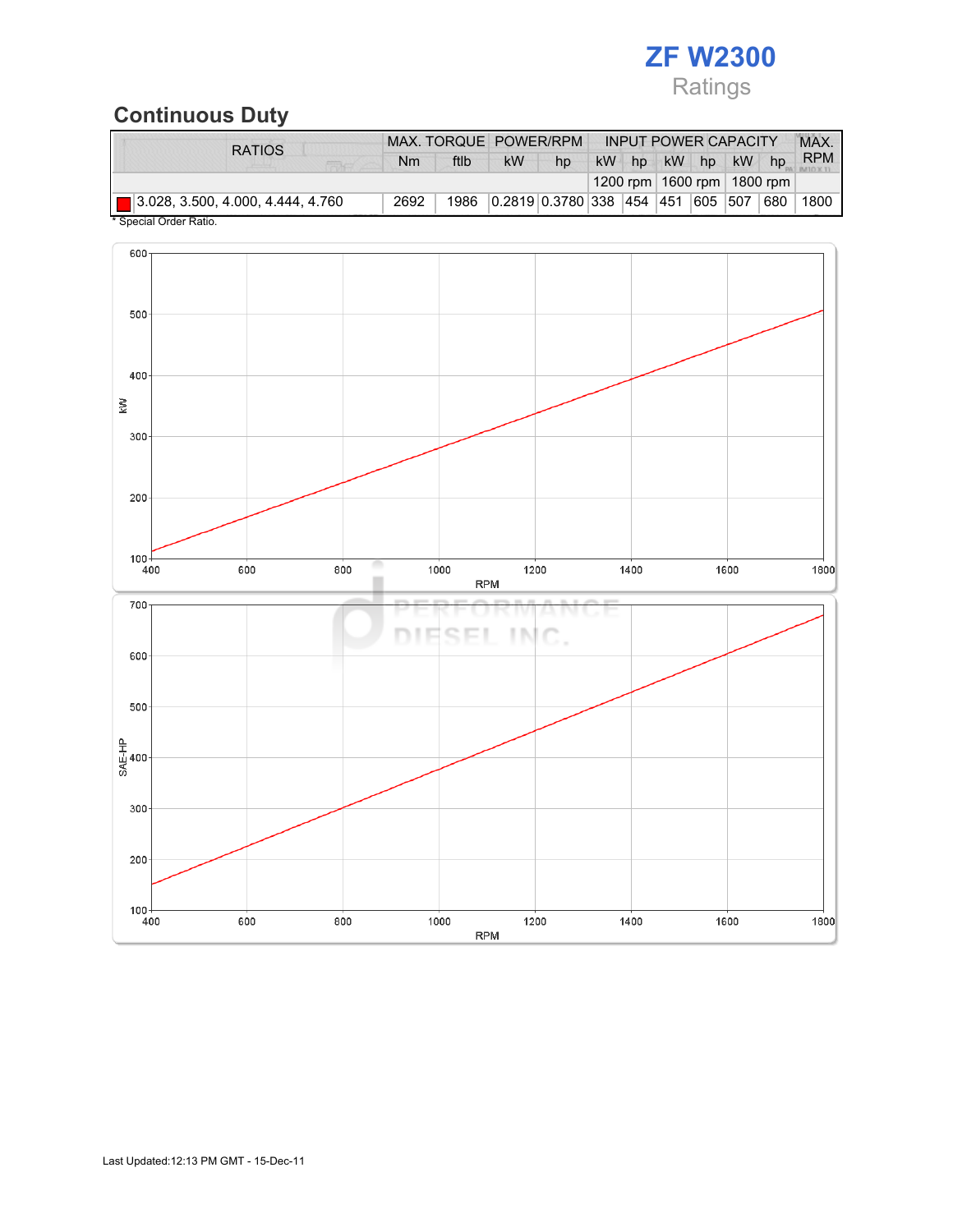# ZF W2300

Ratings

## Continuous Duty

| RATIOS | MAX. TORQUE | | POWER/RPM | | INPUT POWER CAPACITY | | | | | | MAX. RPM |
|---|---|---|---|---|---|---|---|---|---|---|---|
| | Nm | ftlb | kW | hp | kW | hp | kW | hp | kW | hp | |
| | | | | | 1200 rpm | | 1600 rpm | | 1800 rpm | | |
| 3.028, 3.500, 4.000, 4.444, 4.760 | 2692 | 1986 | 0.2819 | 0.3780 | 338 | 454 | 451 | 605 | 507 | 680 | 1800 |

* Special Order Ratio.

Last Updated:12:13 PM GMT - 15-Dec-11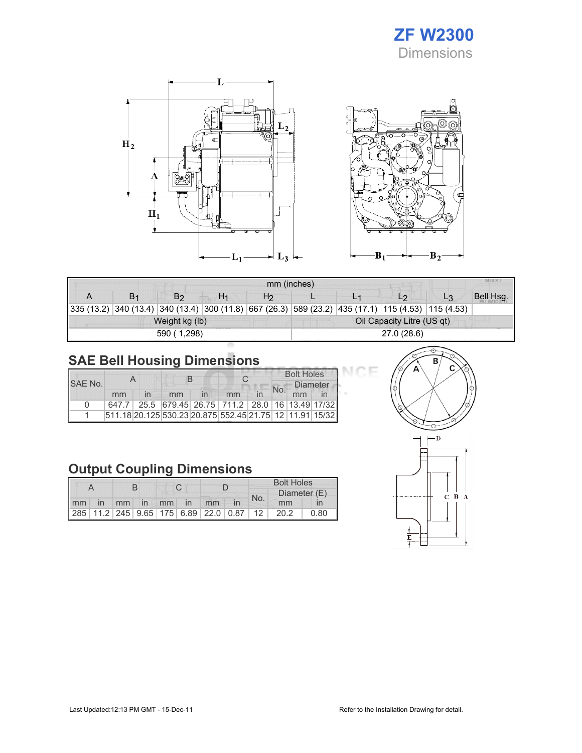# ZF W2300

## Dimensions

| mm (inches) | | | | | | | | | |
|---|---|---|---|---|---|---|---|---|---|
| A | $B_1$ | $B_2$ | $H_1$ | $H_2$ | L | $L_1$ | $L_2$ | $L_3$ | Bell Hsg. |
| 335 (13.2) | 340 (13.4) | 340 (13.4) | 300 (11.8) | 667 (26.3) | 589 (23.2) | 435 (17.1) | 115 (4.53) | 115 (4.53) | |
| Weight kg (lb) | | | | | Oil Capacity Litre (US qt) | | | | |
| 590 ( 1,298) | | | | | 27.0 (28.6) | | | | |

## SAE Bell Housing Dimensions

| SAE No. | A | | B | | C | | Bolt Holes | | |
|---|---|---|---|---|---|---|---|---|---|
| | | | | | | | No. | Diameter | |
| | mm | in | mm | in | mm | in | | mm | in |
| 0 | 647.7 | 25.5 | 679.45 | 26.75 | 711.2 | 28.0 | 16 | 13.49 | 17/32 |
| 1 | 511.18 | 20.125 | 530.23 | 20.875 | 552.45 | 21.75 | 12 | 11.91 | 15/32 |

## Output Coupling Dimensions

| A | | B | | C | | D | | Bolt Holes | | |
|---|---|---|---|---|---|---|---|---|---|---|
| | | | | | | | | No. | Diameter (E) | |
| mm | in | mm | in | mm | in | mm | in | | mm | in |
| 285 | 11.2 | 245 | 9.65 | 175 | 6.89 | 22.0 | 0.87 | 12 | 20.2 | 0.80 |

Last Updated:12:13 PM GMT - 15-Dec-11

Refer to the Installation Drawing for detail.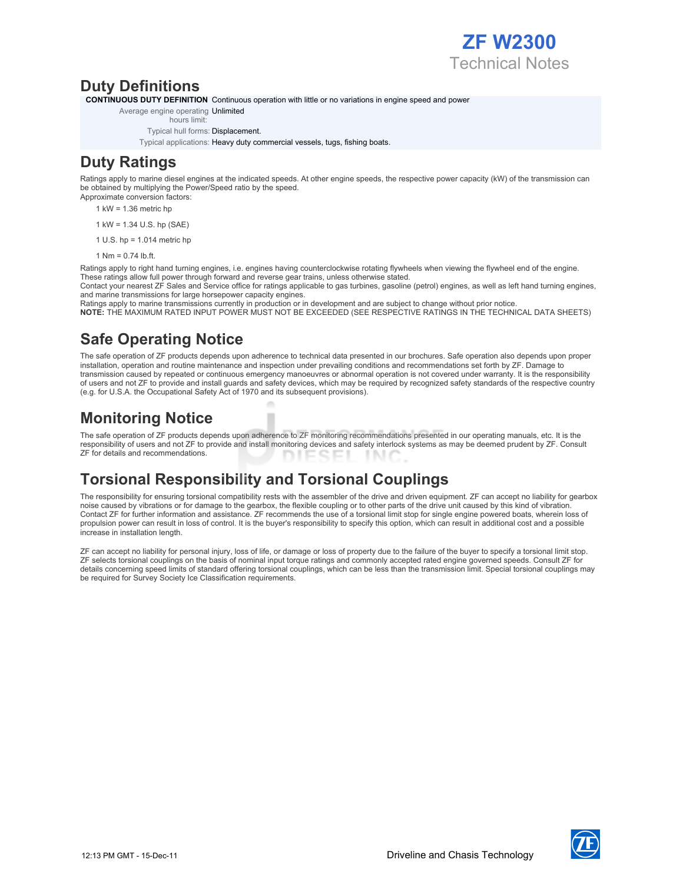# ZF W2300

Technical Notes

## Duty Definitions

| | |
|---|---|
| **CONTINUOUS DUTY DEFINITION** | Continuous operation with little or no variations in engine speed and power |
| Average engine operating hours limit: | Unlimited |
| Typical hull forms: | Displacement. |
| Typical applications: | Heavy duty commercial vessels, tugs, fishing boats. |

## Duty Ratings

Ratings apply to marine diesel engines at the indicated speeds. At other engine speeds, the respective power capacity (kW) of the transmission can be obtained by multiplying the Power/Speed ratio by the speed.
Approximate conversion factors:

1 kW = 1.36 metric hp

1 kW = 1.34 U.S. hp (SAE)

1 U.S. hp = 1.014 metric hp

1 Nm = 0.74 lb.ft.

Ratings apply to right hand turning engines, i.e. engines having counterclockwise rotating flywheels when viewing the flywheel end of the engine. These ratings allow full power through forward and reverse gear trains, unless otherwise stated.
Contact your nearest ZF Sales and Service office for ratings applicable to gas turbines, gasoline (petrol) engines, as well as left hand turning engines, and marine transmissions for large horsepower capacity engines.
Ratings apply to marine transmissions currently in production or in development and are subject to change without prior notice.
**NOTE:** THE MAXIMUM RATED INPUT POWER MUST NOT BE EXCEEDED (SEE RESPECTIVE RATINGS IN THE TECHNICAL DATA SHEETS)

## Safe Operating Notice

The safe operation of ZF products depends upon adherence to technical data presented in our brochures. Safe operation also depends upon proper installation, operation and routine maintenance and inspection under prevailing conditions and recommendations set forth by ZF. Damage to transmission caused by repeated or continuous emergency manoeuvres or abnormal operation is not covered under warranty. It is the responsibility of users and not ZF to provide and install guards and safety devices, which may be required by recognized safety standards of the respective country (e.g. for U.S.A. the Occupational Safety Act of 1970 and its subsequent provisions).

## Monitoring Notice

The safe operation of ZF products depends upon adherence to ZF monitoring recommendations presented in our operating manuals, etc. It is the responsibility of users and not ZF to provide and install monitoring devices and safety interlock systems as may be deemed prudent by ZF. Consult ZF for details and recommendations.

## Torsional Responsibility and Torsional Couplings

The responsibility for ensuring torsional compatibility rests with the assembler of the drive and driven equipment. ZF can accept no liability for gearbox noise caused by vibrations or for damage to the gearbox, the flexible coupling or to other parts of the drive unit caused by this kind of vibration. Contact ZF for further information and assistance. ZF recommends the use of a torsional limit stop for single engine powered boats, wherein loss of propulsion power can result in loss of control. It is the buyer's responsibility to specify this option, which can result in additional cost and a possible increase in installation length.

ZF can accept no liability for personal injury, loss of life, or damage or loss of property due to the failure of the buyer to specify a torsional limit stop. ZF selects torsional couplings on the basis of nominal input torque ratings and commonly accepted rated engine governed speeds. Consult ZF for details concerning speed limits of standard offering torsional couplings, which can be less than the transmission limit. Special torsional couplings may be required for Survey Society Ice Classification requirements.

12:13 PM GMT - 15-Dec-11

Driveline and Chasis Technology